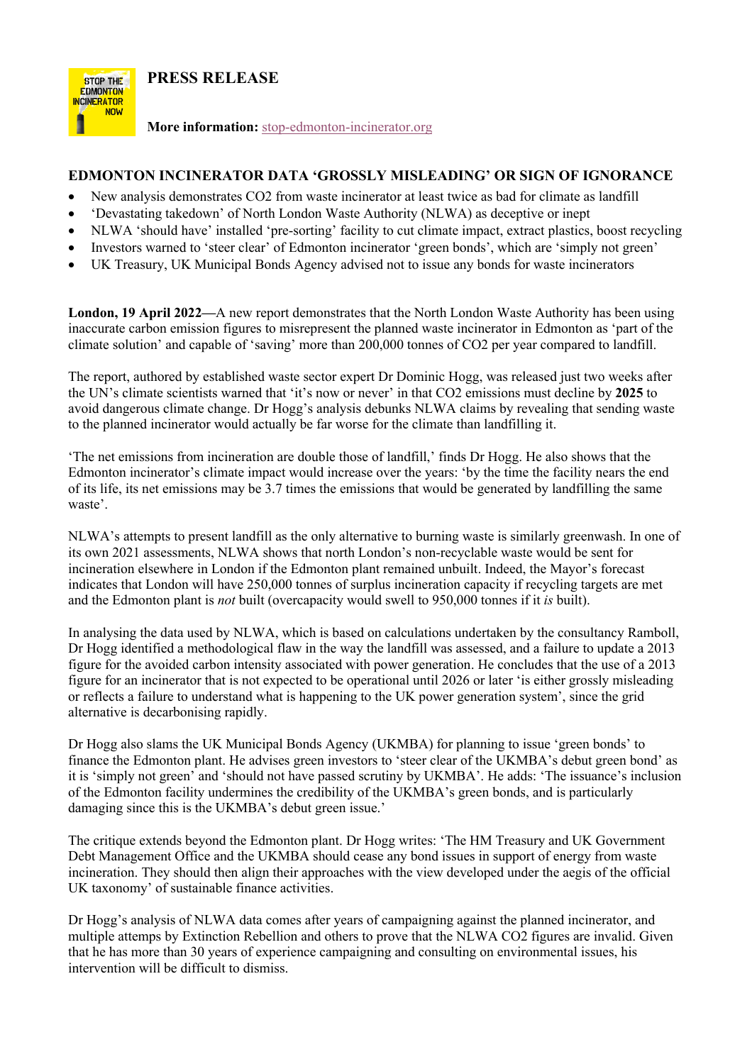**PRESS RELEASE**

**More information:** stop-edmonton-incinerator.org

## EDMONTON INCINERATOR DATA 'GROSSLY MISLEADING' OR SIGN OF IGNORANCE

- New analysis demonstrates $CO_2$ from waste incinerator at least twice as bad for climate as landfill
- 'Devastating takedown' of North London Waste Authority (NLWA) as deceptive or inept
- NLWA 'should have' installed 'pre-sorting' facility to cut climate impact, extract plastics, boost recycling
- Investors warned to 'steer clear' of Edmonton incinerator 'green bonds', which are 'simply not green'
- UK Treasury, UK Municipal Bonds Agency advised not to issue any bonds for waste incinerators

**London, 19 April 2022—**A new report demonstrates that the North London Waste Authority has been using inaccurate carbon emission figures to misrepresent the planned waste incinerator in Edmonton as 'part of the climate solution' and capable of 'saving' more than 200,000 tonnes of $CO_2$ per year compared to landfill.

The report, authored by established waste sector expert Dr Dominic Hogg, was released just two weeks after the UN's climate scientists warned that 'it's now or never' in that $CO_2$ emissions must decline by **2025** to avoid dangerous climate change. Dr Hogg's analysis debunks NLWA claims by revealing that sending waste to the planned incinerator would actually be far worse for the climate than landfilling it.

'The net emissions from incineration are double those of landfill,' finds Dr Hogg. He also shows that the Edmonton incinerator's climate impact would increase over the years: 'by the time the facility nears the end of its life, its net emissions may be 3.7 times the emissions that would be generated by landfilling the same waste'.

NLWA's attempts to present landfill as the only alternative to burning waste is similarly greenwash. In one of its own 2021 assessments, NLWA shows that north London's non-recyclable waste would be sent for incineration elsewhere in London if the Edmonton plant remained unbuilt. Indeed, the Mayor's forecast indicates that London will have 250,000 tonnes of surplus incineration capacity if recycling targets are met and the Edmonton plant is *not* built (overcapacity would swell to 950,000 tonnes if it *is* built).

In analysing the data used by NLWA, which is based on calculations undertaken by the consultancy Ramboll, Dr Hogg identified a methodological flaw in the way the landfill was assessed, and a failure to update a 2013 figure for the avoided carbon intensity associated with power generation. He concludes that the use of a 2013 figure for an incinerator that is not expected to be operational until 2026 or later 'is either grossly misleading or reflects a failure to understand what is happening to the UK power generation system', since the grid alternative is decarbonising rapidly.

Dr Hogg also slams the UK Municipal Bonds Agency (UKMBA) for planning to issue 'green bonds' to finance the Edmonton plant. He advises green investors to 'steer clear of the UKMBA's debut green bond' as it is 'simply not green' and 'should not have passed scrutiny by UKMBA'. He adds: 'The issuance's inclusion of the Edmonton facility undermines the credibility of the UKMBA's green bonds, and is particularly damaging since this is the UKMBA's debut green issue.'

The critique extends beyond the Edmonton plant. Dr Hogg writes: 'The HM Treasury and UK Government Debt Management Office and the UKMBA should cease any bond issues in support of energy from waste incineration. They should then align their approaches with the view developed under the aegis of the official UK taxonomy' of sustainable finance activities.

Dr Hogg's analysis of NLWA data comes after years of campaigning against the planned incinerator, and multiple attemps by Extinction Rebellion and others to prove that the NLWA $CO_2$ figures are invalid. Given that he has more than 30 years of experience campaigning and consulting on environmental issues, his intervention will be difficult to dismiss.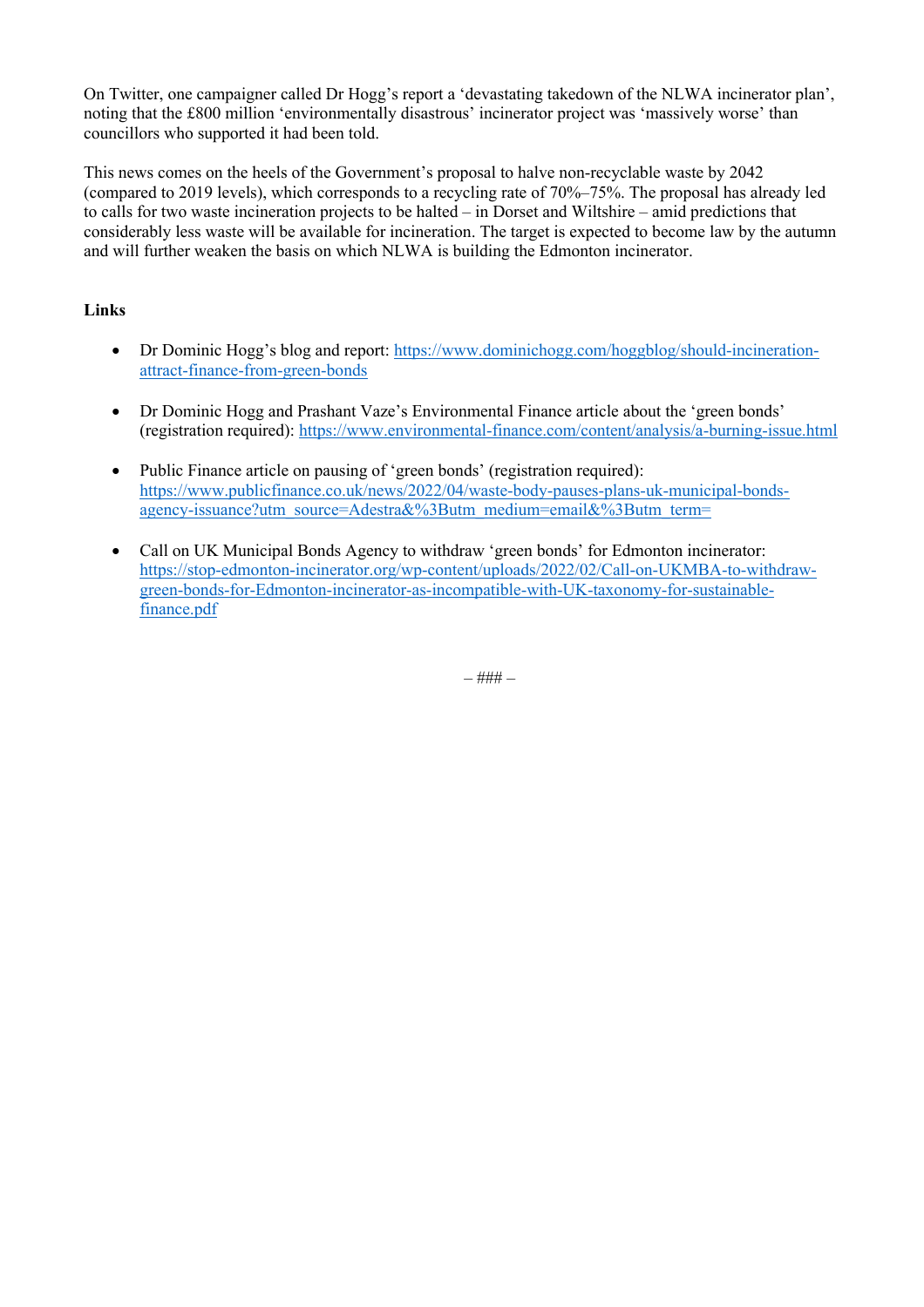On Twitter, one campaigner called Dr Hogg's report a 'devastating takedown of the NLWA incinerator plan', noting that the £800 million 'environmentally disastrous' incinerator project was 'massively worse' than councillors who supported it had been told.

This news comes on the heels of the Government's proposal to halve non-recyclable waste by 2042 (compared to 2019 levels), which corresponds to a recycling rate of 70%–75%. The proposal has already led to calls for two waste incineration projects to be halted – in Dorset and Wiltshire – amid predictions that considerably less waste will be available for incineration. The target is expected to become law by the autumn and will further weaken the basis on which NLWA is building the Edmonton incinerator.

**Links**

- Dr Dominic Hogg's blog and report: https://www.dominichogg.com/hoggblog/should-incineration-attract-finance-from-green-bonds
- Dr Dominic Hogg and Prashant Vaze's Environmental Finance article about the 'green bonds' (registration required): https://www.environmental-finance.com/content/analysis/a-burning-issue.html
- Public Finance article on pausing of 'green bonds' (registration required): https://www.publicfinance.co.uk/news/2022/04/waste-body-pauses-plans-uk-municipal-bonds-agency-issuance?utm_source=Adestra&%3Butm_medium=email&%3Butm_term=
- Call on UK Municipal Bonds Agency to withdraw 'green bonds' for Edmonton incinerator: https://stop-edmonton-incinerator.org/wp-content/uploads/2022/02/Call-on-UKMBA-to-withdraw-green-bonds-for-Edmonton-incinerator-as-incompatible-with-UK-taxonomy-for-sustainable-finance.pdf

– ### –